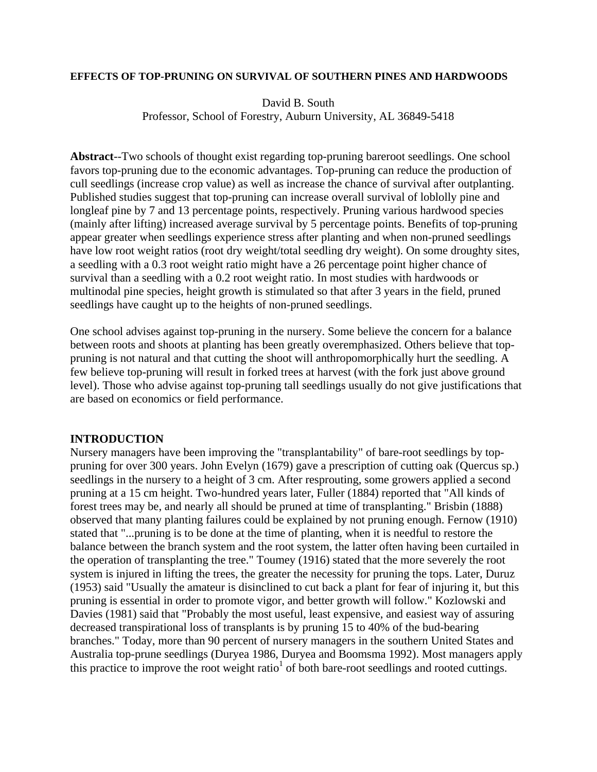# EFFECTS OF TOP-PRUNING ON SURVIVAL OF SOUTHERN PINES AND HARDWOODS

David B. South
Professor, School of Forestry, Auburn University, AL 36849-5418

**Abstract**--Two schools of thought exist regarding top-pruning bareroot seedlings. One school favors top-pruning due to the economic advantages. Top-pruning can reduce the production of cull seedlings (increase crop value) as well as increase the chance of survival after outplanting. Published studies suggest that top-pruning can increase overall survival of loblolly pine and longleaf pine by 7 and 13 percentage points, respectively. Pruning various hardwood species (mainly after lifting) increased average survival by 5 percentage points. Benefits of top-pruning appear greater when seedlings experience stress after planting and when non-pruned seedlings have low root weight ratios (root dry weight/total seedling dry weight). On some droughty sites, a seedling with a 0.3 root weight ratio might have a 26 percentage point higher chance of survival than a seedling with a 0.2 root weight ratio. In most studies with hardwoods or multinodal pine species, height growth is stimulated so that after 3 years in the field, pruned seedlings have caught up to the heights of non-pruned seedlings.

One school advises against top-pruning in the nursery. Some believe the concern for a balance between roots and shoots at planting has been greatly overemphasized. Others believe that top-pruning is not natural and that cutting the shoot will anthropomorphically hurt the seedling. A few believe top-pruning will result in forked trees at harvest (with the fork just above ground level). Those who advise against top-pruning tall seedlings usually do not give justifications that are based on economics or field performance.

## INTRODUCTION

Nursery managers have been improving the "transplantability" of bare-root seedlings by top-pruning for over 300 years. John Evelyn (1679) gave a prescription of cutting oak (Quercus sp.) seedlings in the nursery to a height of 3 cm. After resprouting, some growers applied a second pruning at a 15 cm height. Two-hundred years later, Fuller (1884) reported that "All kinds of forest trees may be, and nearly all should be pruned at time of transplanting." Brisbin (1888) observed that many planting failures could be explained by not pruning enough. Fernow (1910) stated that "...pruning is to be done at the time of planting, when it is needful to restore the balance between the branch system and the root system, the latter often having been curtailed in the operation of transplanting the tree." Toumey (1916) stated that the more severely the root system is injured in lifting the trees, the greater the necessity for pruning the tops. Later, Duruz (1953) said "Usually the amateur is disinclined to cut back a plant for fear of injuring it, but this pruning is essential in order to promote vigor, and better growth will follow." Kozlowski and Davies (1981) said that "Probably the most useful, least expensive, and easiest way of assuring decreased transpirational loss of transplants is by pruning 15 to 40% of the bud-bearing branches." Today, more than 90 percent of nursery managers in the southern United States and Australia top-prune seedlings (Duryea 1986, Duryea and Boomsma 1992). Most managers apply this practice to improve the root weight ratio[1] of both bare-root seedlings and rooted cuttings.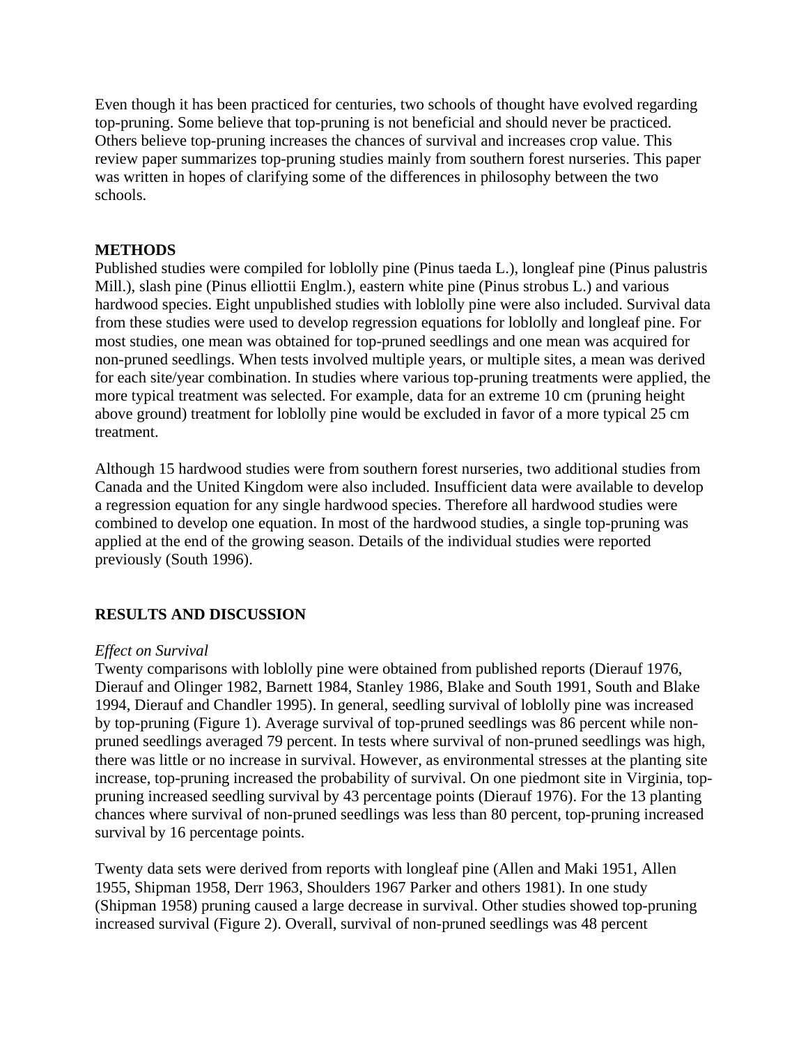Even though it has been practiced for centuries, two schools of thought have evolved regarding top-pruning. Some believe that top-pruning is not beneficial and should never be practiced. Others believe top-pruning increases the chances of survival and increases crop value. This review paper summarizes top-pruning studies mainly from southern forest nurseries. This paper was written in hopes of clarifying some of the differences in philosophy between the two schools.

## METHODS

Published studies were compiled for loblolly pine (Pinus taeda L.), longleaf pine (Pinus palustris Mill.), slash pine (Pinus elliottii Englm.), eastern white pine (Pinus strobus L.) and various hardwood species. Eight unpublished studies with loblolly pine were also included. Survival data from these studies were used to develop regression equations for loblolly and longleaf pine. For most studies, one mean was obtained for top-pruned seedlings and one mean was acquired for non-pruned seedlings. When tests involved multiple years, or multiple sites, a mean was derived for each site/year combination. In studies where various top-pruning treatments were applied, the more typical treatment was selected. For example, data for an extreme 10 cm (pruning height above ground) treatment for loblolly pine would be excluded in favor of a more typical 25 cm treatment.

Although 15 hardwood studies were from southern forest nurseries, two additional studies from Canada and the United Kingdom were also included. Insufficient data were available to develop a regression equation for any single hardwood species. Therefore all hardwood studies were combined to develop one equation. In most of the hardwood studies, a single top-pruning was applied at the end of the growing season. Details of the individual studies were reported previously (South 1996).

## RESULTS AND DISCUSSION

*Effect on Survival*

Twenty comparisons with loblolly pine were obtained from published reports (Dierauf 1976, Dierauf and Olinger 1982, Barnett 1984, Stanley 1986, Blake and South 1991, South and Blake 1994, Dierauf and Chandler 1995). In general, seedling survival of loblolly pine was increased by top-pruning (Figure 1). Average survival of top-pruned seedlings was 86 percent while non-pruned seedlings averaged 79 percent. In tests where survival of non-pruned seedlings was high, there was little or no increase in survival. However, as environmental stresses at the planting site increase, top-pruning increased the probability of survival. On one piedmont site in Virginia, top-pruning increased seedling survival by 43 percentage points (Dierauf 1976). For the 13 planting chances where survival of non-pruned seedlings was less than 80 percent, top-pruning increased survival by 16 percentage points.

Twenty data sets were derived from reports with longleaf pine (Allen and Maki 1951, Allen 1955, Shipman 1958, Derr 1963, Shoulders 1967 Parker and others 1981). In one study (Shipman 1958) pruning caused a large decrease in survival. Other studies showed top-pruning increased survival (Figure 2). Overall, survival of non-pruned seedlings was 48 percent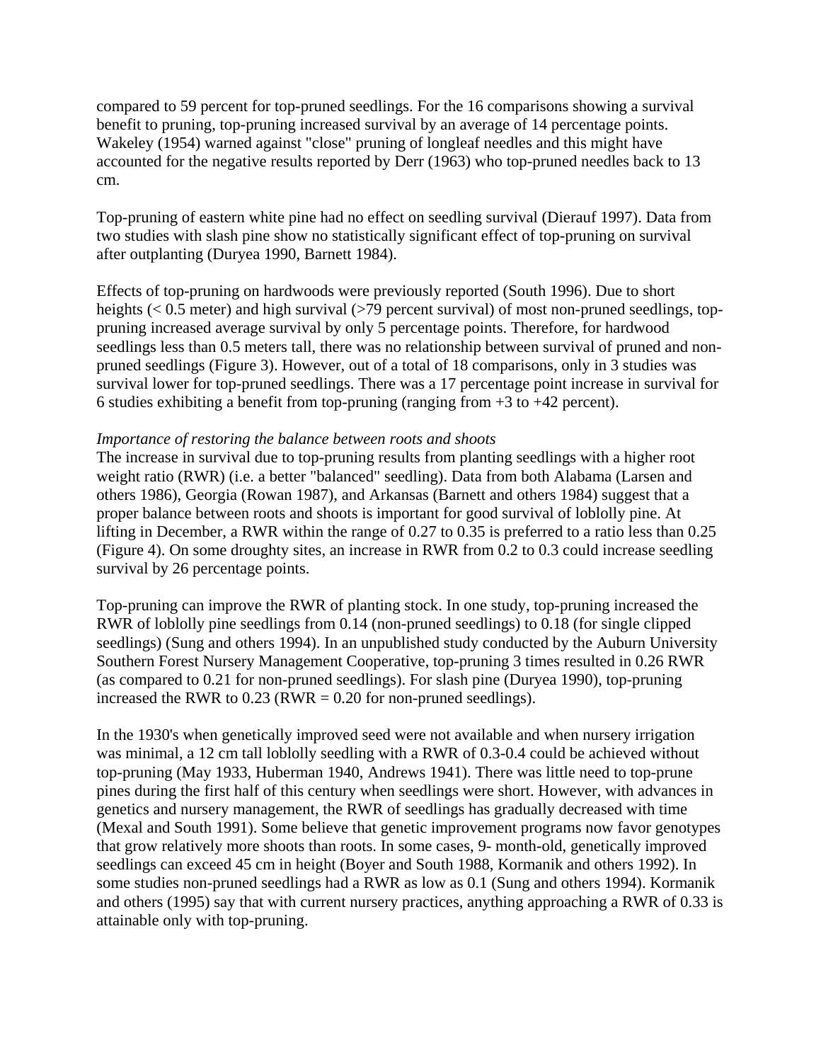compared to 59 percent for top-pruned seedlings. For the 16 comparisons showing a survival benefit to pruning, top-pruning increased survival by an average of 14 percentage points. Wakeley (1954) warned against "close" pruning of longleaf needles and this might have accounted for the negative results reported by Derr (1963) who top-pruned needles back to 13 cm.

Top-pruning of eastern white pine had no effect on seedling survival (Dierauf 1997). Data from two studies with slash pine show no statistically significant effect of top-pruning on survival after outplanting (Duryea 1990, Barnett 1984).

Effects of top-pruning on hardwoods were previously reported (South 1996). Due to short heights (< 0.5 meter) and high survival (>79 percent survival) of most non-pruned seedlings, top-pruning increased average survival by only 5 percentage points. Therefore, for hardwood seedlings less than 0.5 meters tall, there was no relationship between survival of pruned and non-pruned seedlings (Figure 3). However, out of a total of 18 comparisons, only in 3 studies was survival lower for top-pruned seedlings. There was a 17 percentage point increase in survival for 6 studies exhibiting a benefit from top-pruning (ranging from +3 to +42 percent).

*Importance of restoring the balance between roots and shoots*

The increase in survival due to top-pruning results from planting seedlings with a higher root weight ratio (RWR) (i.e. a better "balanced" seedling). Data from both Alabama (Larsen and others 1986), Georgia (Rowan 1987), and Arkansas (Barnett and others 1984) suggest that a proper balance between roots and shoots is important for good survival of loblolly pine. At lifting in December, a RWR within the range of 0.27 to 0.35 is preferred to a ratio less than 0.25 (Figure 4). On some droughty sites, an increase in RWR from 0.2 to 0.3 could increase seedling survival by 26 percentage points.

Top-pruning can improve the RWR of planting stock. In one study, top-pruning increased the RWR of loblolly pine seedlings from 0.14 (non-pruned seedlings) to 0.18 (for single clipped seedlings) (Sung and others 1994). In an unpublished study conducted by the Auburn University Southern Forest Nursery Management Cooperative, top-pruning 3 times resulted in 0.26 RWR (as compared to 0.21 for non-pruned seedlings). For slash pine (Duryea 1990), top-pruning increased the RWR to 0.23 (RWR = 0.20 for non-pruned seedlings).

In the 1930's when genetically improved seed were not available and when nursery irrigation was minimal, a 12 cm tall loblolly seedling with a RWR of 0.3-0.4 could be achieved without top-pruning (May 1933, Huberman 1940, Andrews 1941). There was little need to top-prune pines during the first half of this century when seedlings were short. However, with advances in genetics and nursery management, the RWR of seedlings has gradually decreased with time (Mexal and South 1991). Some believe that genetic improvement programs now favor genotypes that grow relatively more shoots than roots. In some cases, 9- month-old, genetically improved seedlings can exceed 45 cm in height (Boyer and South 1988, Kormanik and others 1992). In some studies non-pruned seedlings had a RWR as low as 0.1 (Sung and others 1994). Kormanik and others (1995) say that with current nursery practices, anything approaching a RWR of 0.33 is attainable only with top-pruning.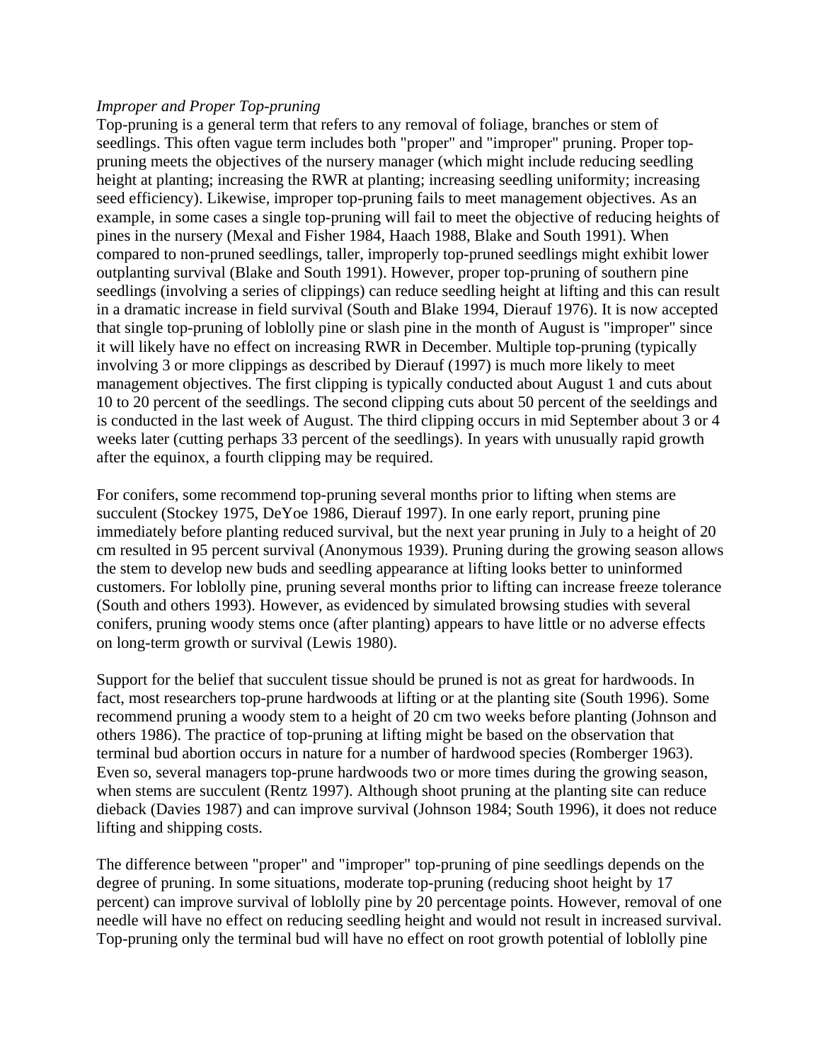*Improper and Proper Top-pruning*

Top-pruning is a general term that refers to any removal of foliage, branches or stem of seedlings. This often vague term includes both "proper" and "improper" pruning. Proper top-pruning meets the objectives of the nursery manager (which might include reducing seedling height at planting; increasing the RWR at planting; increasing seedling uniformity; increasing seed efficiency). Likewise, improper top-pruning fails to meet management objectives. As an example, in some cases a single top-pruning will fail to meet the objective of reducing heights of pines in the nursery (Mexal and Fisher 1984, Haach 1988, Blake and South 1991). When compared to non-pruned seedlings, taller, improperly top-pruned seedlings might exhibit lower outplanting survival (Blake and South 1991). However, proper top-pruning of southern pine seedlings (involving a series of clippings) can reduce seedling height at lifting and this can result in a dramatic increase in field survival (South and Blake 1994, Dierauf 1976). It is now accepted that single top-pruning of loblolly pine or slash pine in the month of August is "improper" since it will likely have no effect on increasing RWR in December. Multiple top-pruning (typically involving 3 or more clippings as described by Dierauf (1997) is much more likely to meet management objectives. The first clipping is typically conducted about August 1 and cuts about 10 to 20 percent of the seedlings. The second clipping cuts about 50 percent of the seeldings and is conducted in the last week of August. The third clipping occurs in mid September about 3 or 4 weeks later (cutting perhaps 33 percent of the seedlings). In years with unusually rapid growth after the equinox, a fourth clipping may be required.

For conifers, some recommend top-pruning several months prior to lifting when stems are succulent (Stockey 1975, DeYoe 1986, Dierauf 1997). In one early report, pruning pine immediately before planting reduced survival, but the next year pruning in July to a height of 20 cm resulted in 95 percent survival (Anonymous 1939). Pruning during the growing season allows the stem to develop new buds and seedling appearance at lifting looks better to uninformed customers. For loblolly pine, pruning several months prior to lifting can increase freeze tolerance (South and others 1993). However, as evidenced by simulated browsing studies with several conifers, pruning woody stems once (after planting) appears to have little or no adverse effects on long-term growth or survival (Lewis 1980).

Support for the belief that succulent tissue should be pruned is not as great for hardwoods. In fact, most researchers top-prune hardwoods at lifting or at the planting site (South 1996). Some recommend pruning a woody stem to a height of 20 cm two weeks before planting (Johnson and others 1986). The practice of top-pruning at lifting might be based on the observation that terminal bud abortion occurs in nature for a number of hardwood species (Romberger 1963). Even so, several managers top-prune hardwoods two or more times during the growing season, when stems are succulent (Rentz 1997). Although shoot pruning at the planting site can reduce dieback (Davies 1987) and can improve survival (Johnson 1984; South 1996), it does not reduce lifting and shipping costs.

The difference between "proper" and "improper" top-pruning of pine seedlings depends on the degree of pruning. In some situations, moderate top-pruning (reducing shoot height by 17 percent) can improve survival of loblolly pine by 20 percentage points. However, removal of one needle will have no effect on reducing seedling height and would not result in increased survival. Top-pruning only the terminal bud will have no effect on root growth potential of loblolly pine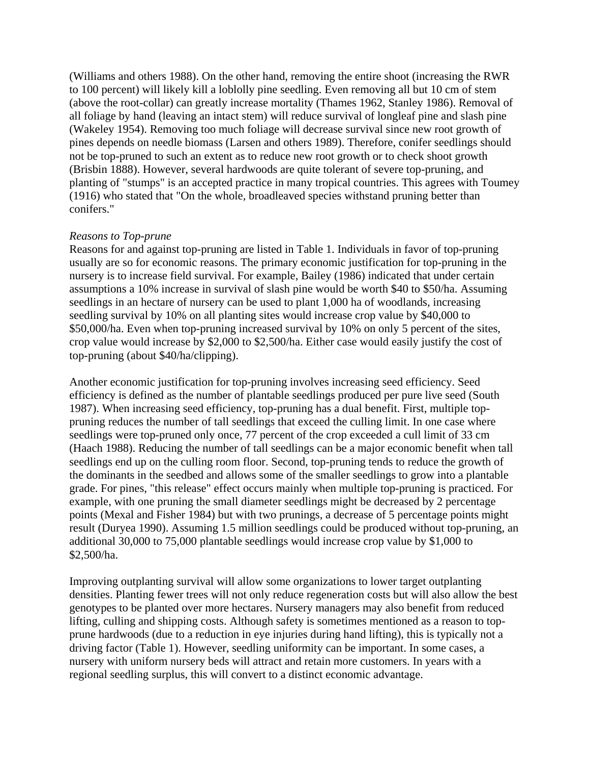(Williams and others 1988). On the other hand, removing the entire shoot (increasing the RWR to 100 percent) will likely kill a loblolly pine seedling. Even removing all but 10 cm of stem (above the root-collar) can greatly increase mortality (Thames 1962, Stanley 1986). Removal of all foliage by hand (leaving an intact stem) will reduce survival of longleaf pine and slash pine (Wakeley 1954). Removing too much foliage will decrease survival since new root growth of pines depends on needle biomass (Larsen and others 1989). Therefore, conifer seedlings should not be top-pruned to such an extent as to reduce new root growth or to check shoot growth (Brisbin 1888). However, several hardwoods are quite tolerant of severe top-pruning, and planting of "stumps" is an accepted practice in many tropical countries. This agrees with Toumey (1916) who stated that "On the whole, broadleaved species withstand pruning better than conifers."

*Reasons to Top-prune*

Reasons for and against top-pruning are listed in Table 1. Individuals in favor of top-pruning usually are so for economic reasons. The primary economic justification for top-pruning in the nursery is to increase field survival. For example, Bailey (1986) indicated that under certain assumptions a 10% increase in survival of slash pine would be worth $40 to $50/ha. Assuming seedlings in an hectare of nursery can be used to plant 1,000 ha of woodlands, increasing seedling survival by 10% on all planting sites would increase crop value by $40,000 to $50,000/ha. Even when top-pruning increased survival by 10% on only 5 percent of the sites, crop value would increase by $2,000 to $2,500/ha. Either case would easily justify the cost of top-pruning (about $40/ha/clipping).

Another economic justification for top-pruning involves increasing seed efficiency. Seed efficiency is defined as the number of plantable seedlings produced per pure live seed (South 1987). When increasing seed efficiency, top-pruning has a dual benefit. First, multiple top-pruning reduces the number of tall seedlings that exceed the culling limit. In one case where seedlings were top-pruned only once, 77 percent of the crop exceeded a cull limit of 33 cm (Haach 1988). Reducing the number of tall seedlings can be a major economic benefit when tall seedlings end up on the culling room floor. Second, top-pruning tends to reduce the growth of the dominants in the seedbed and allows some of the smaller seedlings to grow into a plantable grade. For pines, "this release" effect occurs mainly when multiple top-pruning is practiced. For example, with one pruning the small diameter seedlings might be decreased by 2 percentage points (Mexal and Fisher 1984) but with two prunings, a decrease of 5 percentage points might result (Duryea 1990). Assuming 1.5 million seedlings could be produced without top-pruning, an additional 30,000 to 75,000 plantable seedlings would increase crop value by $1,000 to $2,500/ha.

Improving outplanting survival will allow some organizations to lower target outplanting densities. Planting fewer trees will not only reduce regeneration costs but will also allow the best genotypes to be planted over more hectares. Nursery managers may also benefit from reduced lifting, culling and shipping costs. Although safety is sometimes mentioned as a reason to top-prune hardwoods (due to a reduction in eye injuries during hand lifting), this is typically not a driving factor (Table 1). However, seedling uniformity can be important. In some cases, a nursery with uniform nursery beds will attract and retain more customers. In years with a regional seedling surplus, this will convert to a distinct economic advantage.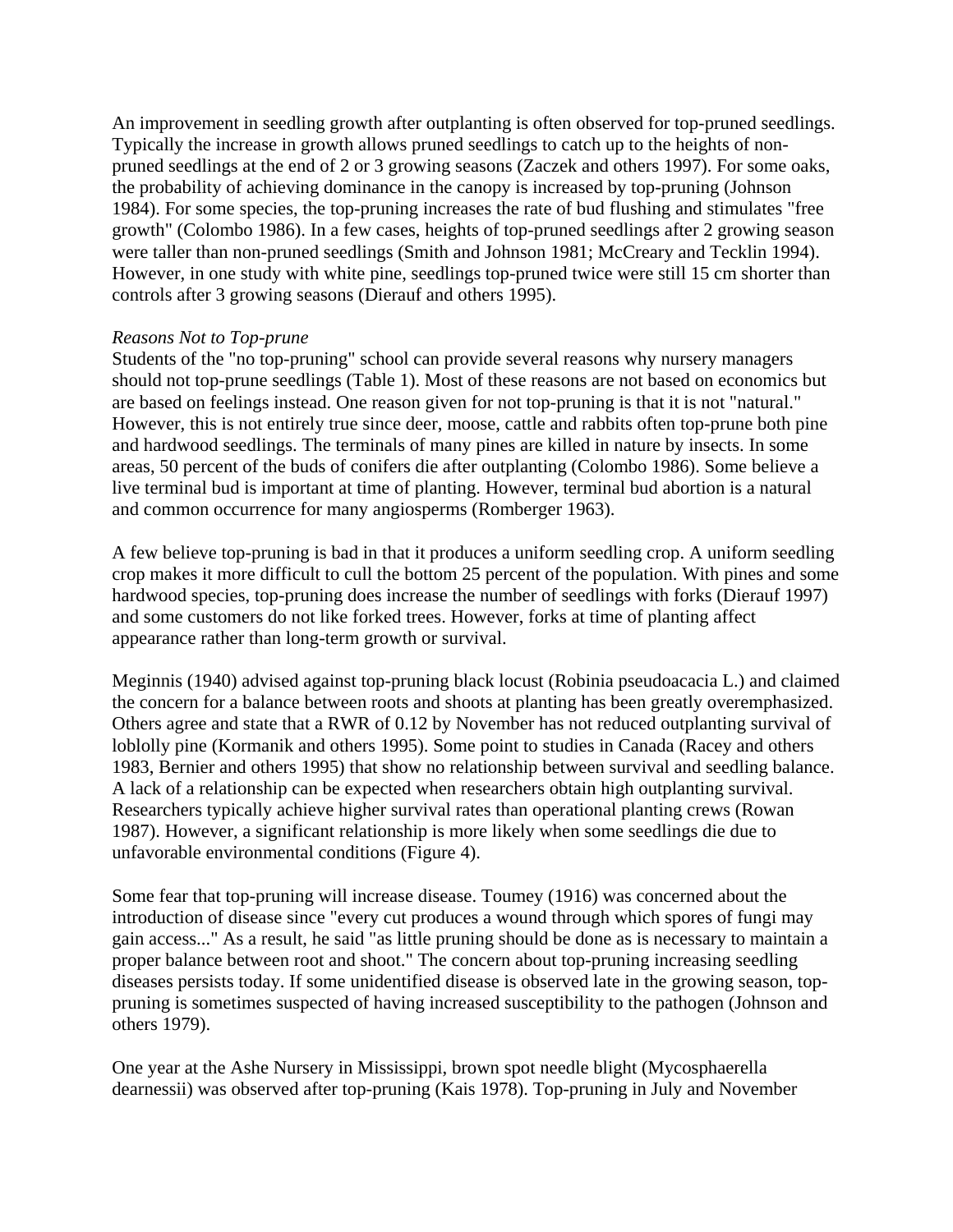An improvement in seedling growth after outplanting is often observed for top-pruned seedlings. Typically the increase in growth allows pruned seedlings to catch up to the heights of non-pruned seedlings at the end of 2 or 3 growing seasons (Zaczek and others 1997). For some oaks, the probability of achieving dominance in the canopy is increased by top-pruning (Johnson 1984). For some species, the top-pruning increases the rate of bud flushing and stimulates "free growth" (Colombo 1986). In a few cases, heights of top-pruned seedlings after 2 growing season were taller than non-pruned seedlings (Smith and Johnson 1981; McCreary and Tecklin 1994). However, in one study with white pine, seedlings top-pruned twice were still 15 cm shorter than controls after 3 growing seasons (Dierauf and others 1995).

*Reasons Not to Top-prune*

Students of the "no top-pruning" school can provide several reasons why nursery managers should not top-prune seedlings (Table 1). Most of these reasons are not based on economics but are based on feelings instead. One reason given for not top-pruning is that it is not "natural." However, this is not entirely true since deer, moose, cattle and rabbits often top-prune both pine and hardwood seedlings. The terminals of many pines are killed in nature by insects. In some areas, 50 percent of the buds of conifers die after outplanting (Colombo 1986). Some believe a live terminal bud is important at time of planting. However, terminal bud abortion is a natural and common occurrence for many angiosperms (Romberger 1963).

A few believe top-pruning is bad in that it produces a uniform seedling crop. A uniform seedling crop makes it more difficult to cull the bottom 25 percent of the population. With pines and some hardwood species, top-pruning does increase the number of seedlings with forks (Dierauf 1997) and some customers do not like forked trees. However, forks at time of planting affect appearance rather than long-term growth or survival.

Meginnis (1940) advised against top-pruning black locust (Robinia pseudoacacia L.) and claimed the concern for a balance between roots and shoots at planting has been greatly overemphasized. Others agree and state that a RWR of 0.12 by November has not reduced outplanting survival of loblolly pine (Kormanik and others 1995). Some point to studies in Canada (Racey and others 1983, Bernier and others 1995) that show no relationship between survival and seedling balance. A lack of a relationship can be expected when researchers obtain high outplanting survival. Researchers typically achieve higher survival rates than operational planting crews (Rowan 1987). However, a significant relationship is more likely when some seedlings die due to unfavorable environmental conditions (Figure 4).

Some fear that top-pruning will increase disease. Toumey (1916) was concerned about the introduction of disease since "every cut produces a wound through which spores of fungi may gain access..." As a result, he said "as little pruning should be done as is necessary to maintain a proper balance between root and shoot." The concern about top-pruning increasing seedling diseases persists today. If some unidentified disease is observed late in the growing season, top-pruning is sometimes suspected of having increased susceptibility to the pathogen (Johnson and others 1979).

One year at the Ashe Nursery in Mississippi, brown spot needle blight (Mycosphaerella dearnessii) was observed after top-pruning (Kais 1978). Top-pruning in July and November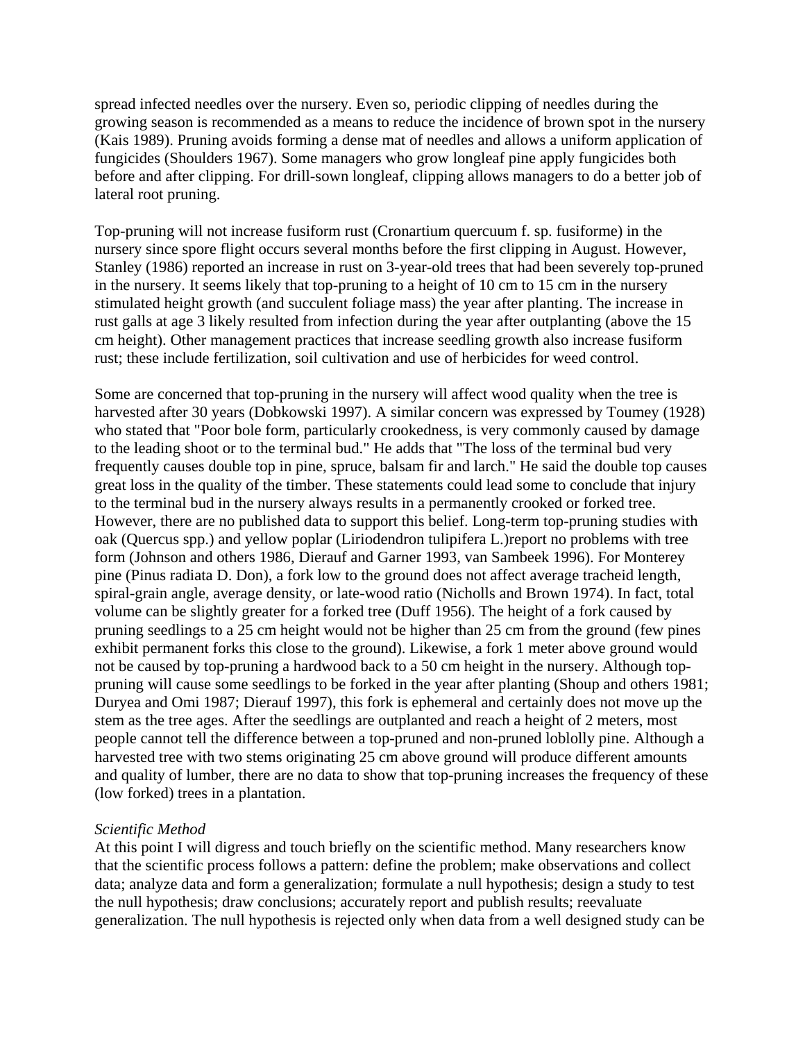spread infected needles over the nursery. Even so, periodic clipping of needles during the growing season is recommended as a means to reduce the incidence of brown spot in the nursery (Kais 1989). Pruning avoids forming a dense mat of needles and allows a uniform application of fungicides (Shoulders 1967). Some managers who grow longleaf pine apply fungicides both before and after clipping. For drill-sown longleaf, clipping allows managers to do a better job of lateral root pruning.

Top-pruning will not increase fusiform rust (Cronartium quercuum f. sp. fusiforme) in the nursery since spore flight occurs several months before the first clipping in August. However, Stanley (1986) reported an increase in rust on 3-year-old trees that had been severely top-pruned in the nursery. It seems likely that top-pruning to a height of 10 cm to 15 cm in the nursery stimulated height growth (and succulent foliage mass) the year after planting. The increase in rust galls at age 3 likely resulted from infection during the year after outplanting (above the 15 cm height). Other management practices that increase seedling growth also increase fusiform rust; these include fertilization, soil cultivation and use of herbicides for weed control.

Some are concerned that top-pruning in the nursery will affect wood quality when the tree is harvested after 30 years (Dobkowski 1997). A similar concern was expressed by Toumey (1928) who stated that "Poor bole form, particularly crookedness, is very commonly caused by damage to the leading shoot or to the terminal bud." He adds that "The loss of the terminal bud very frequently causes double top in pine, spruce, balsam fir and larch." He said the double top causes great loss in the quality of the timber. These statements could lead some to conclude that injury to the terminal bud in the nursery always results in a permanently crooked or forked tree. However, there are no published data to support this belief. Long-term top-pruning studies with oak (Quercus spp.) and yellow poplar (Liriodendron tulipifera L.)report no problems with tree form (Johnson and others 1986, Dierauf and Garner 1993, van Sambeek 1996). For Monterey pine (Pinus radiata D. Don), a fork low to the ground does not affect average tracheid length, spiral-grain angle, average density, or late-wood ratio (Nicholls and Brown 1974). In fact, total volume can be slightly greater for a forked tree (Duff 1956). The height of a fork caused by pruning seedlings to a 25 cm height would not be higher than 25 cm from the ground (few pines exhibit permanent forks this close to the ground). Likewise, a fork 1 meter above ground would not be caused by top-pruning a hardwood back to a 50 cm height in the nursery. Although top-pruning will cause some seedlings to be forked in the year after planting (Shoup and others 1981; Duryea and Omi 1987; Dierauf 1997), this fork is ephemeral and certainly does not move up the stem as the tree ages. After the seedlings are outplanted and reach a height of 2 meters, most people cannot tell the difference between a top-pruned and non-pruned loblolly pine. Although a harvested tree with two stems originating 25 cm above ground will produce different amounts and quality of lumber, there are no data to show that top-pruning increases the frequency of these (low forked) trees in a plantation.

*Scientific Method*

At this point I will digress and touch briefly on the scientific method. Many researchers know that the scientific process follows a pattern: define the problem; make observations and collect data; analyze data and form a generalization; formulate a null hypothesis; design a study to test the null hypothesis; draw conclusions; accurately report and publish results; reevaluate generalization. The null hypothesis is rejected only when data from a well designed study can be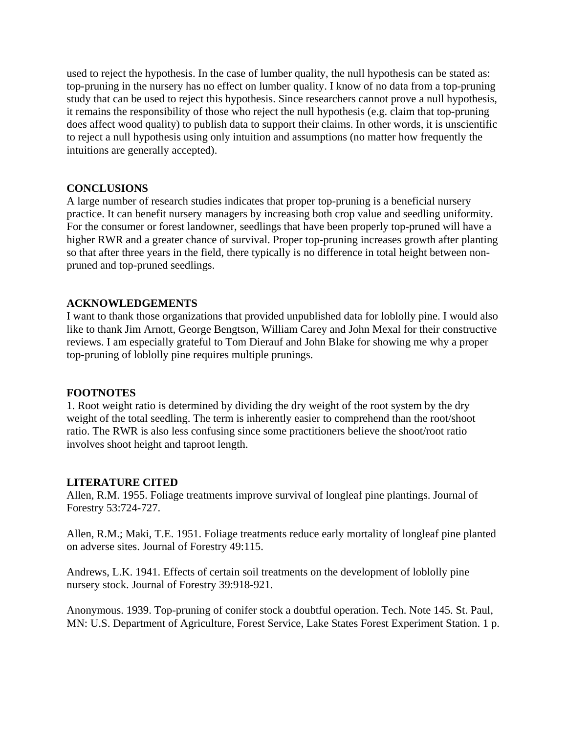used to reject the hypothesis. In the case of lumber quality, the null hypothesis can be stated as: top-pruning in the nursery has no effect on lumber quality. I know of no data from a top-pruning study that can be used to reject this hypothesis. Since researchers cannot prove a null hypothesis, it remains the responsibility of those who reject the null hypothesis (e.g. claim that top-pruning does affect wood quality) to publish data to support their claims. In other words, it is unscientific to reject a null hypothesis using only intuition and assumptions (no matter how frequently the intuitions are generally accepted).

## CONCLUSIONS

A large number of research studies indicates that proper top-pruning is a beneficial nursery practice. It can benefit nursery managers by increasing both crop value and seedling uniformity. For the consumer or forest landowner, seedlings that have been properly top-pruned will have a higher RWR and a greater chance of survival. Proper top-pruning increases growth after planting so that after three years in the field, there typically is no difference in total height between non-pruned and top-pruned seedlings.

## ACKNOWLEDGEMENTS

I want to thank those organizations that provided unpublished data for loblolly pine. I would also like to thank Jim Arnott, George Bengtson, William Carey and John Mexal for their constructive reviews. I am especially grateful to Tom Dierauf and John Blake for showing me why a proper top-pruning of loblolly pine requires multiple prunings.

## FOOTNOTES

1. Root weight ratio is determined by dividing the dry weight of the root system by the dry weight of the total seedling. The term is inherently easier to comprehend than the root/shoot ratio. The RWR is also less confusing since some practitioners believe the shoot/root ratio involves shoot height and taproot length.

## LITERATURE CITED

Allen, R.M. 1955. Foliage treatments improve survival of longleaf pine plantings. Journal of Forestry 53:724-727.

Allen, R.M.; Maki, T.E. 1951. Foliage treatments reduce early mortality of longleaf pine planted on adverse sites. Journal of Forestry 49:115.

Andrews, L.K. 1941. Effects of certain soil treatments on the development of loblolly pine nursery stock. Journal of Forestry 39:918-921.

Anonymous. 1939. Top-pruning of conifer stock a doubtful operation. Tech. Note 145. St. Paul, MN: U.S. Department of Agriculture, Forest Service, Lake States Forest Experiment Station. 1 p.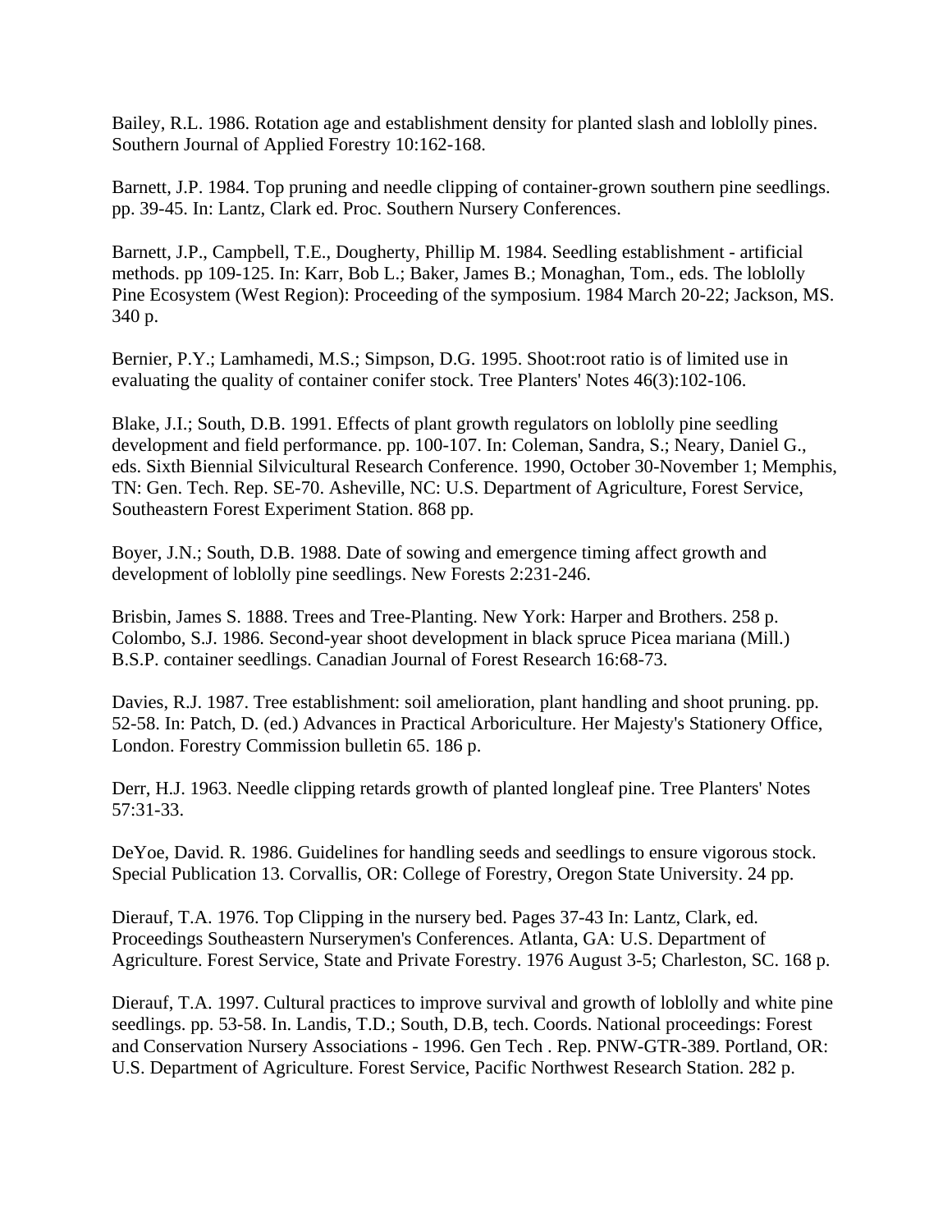Bailey, R.L. 1986. Rotation age and establishment density for planted slash and loblolly pines. Southern Journal of Applied Forestry 10:162-168.

Barnett, J.P. 1984. Top pruning and needle clipping of container-grown southern pine seedlings. pp. 39-45. In: Lantz, Clark ed. Proc. Southern Nursery Conferences.

Barnett, J.P., Campbell, T.E., Dougherty, Phillip M. 1984. Seedling establishment - artificial methods. pp 109-125. In: Karr, Bob L.; Baker, James B.; Monaghan, Tom., eds. The loblolly Pine Ecosystem (West Region): Proceeding of the symposium. 1984 March 20-22; Jackson, MS. 340 p.

Bernier, P.Y.; Lamhamedi, M.S.; Simpson, D.G. 1995. Shoot:root ratio is of limited use in evaluating the quality of container conifer stock. Tree Planters' Notes 46(3):102-106.

Blake, J.I.; South, D.B. 1991. Effects of plant growth regulators on loblolly pine seedling development and field performance. pp. 100-107. In: Coleman, Sandra, S.; Neary, Daniel G., eds. Sixth Biennial Silvicultural Research Conference. 1990, October 30-November 1; Memphis, TN: Gen. Tech. Rep. SE-70. Asheville, NC: U.S. Department of Agriculture, Forest Service, Southeastern Forest Experiment Station. 868 pp.

Boyer, J.N.; South, D.B. 1988. Date of sowing and emergence timing affect growth and development of loblolly pine seedlings. New Forests 2:231-246.

Brisbin, James S. 1888. Trees and Tree-Planting. New York: Harper and Brothers. 258 p.
Colombo, S.J. 1986. Second-year shoot development in black spruce Picea mariana (Mill.) B.S.P. container seedlings. Canadian Journal of Forest Research 16:68-73.

Davies, R.J. 1987. Tree establishment: soil amelioration, plant handling and shoot pruning. pp. 52-58. In: Patch, D. (ed.) Advances in Practical Arboriculture. Her Majesty's Stationery Office, London. Forestry Commission bulletin 65. 186 p.

Derr, H.J. 1963. Needle clipping retards growth of planted longleaf pine. Tree Planters' Notes 57:31-33.

DeYoe, David. R. 1986. Guidelines for handling seeds and seedlings to ensure vigorous stock. Special Publication 13. Corvallis, OR: College of Forestry, Oregon State University. 24 pp.

Dierauf, T.A. 1976. Top Clipping in the nursery bed. Pages 37-43 In: Lantz, Clark, ed. Proceedings Southeastern Nurserymen's Conferences. Atlanta, GA: U.S. Department of Agriculture. Forest Service, State and Private Forestry. 1976 August 3-5; Charleston, SC. 168 p.

Dierauf, T.A. 1997. Cultural practices to improve survival and growth of loblolly and white pine seedlings. pp. 53-58. In. Landis, T.D.; South, D.B, tech. Coords. National proceedings: Forest and Conservation Nursery Associations - 1996. Gen Tech . Rep. PNW-GTR-389. Portland, OR: U.S. Department of Agriculture. Forest Service, Pacific Northwest Research Station. 282 p.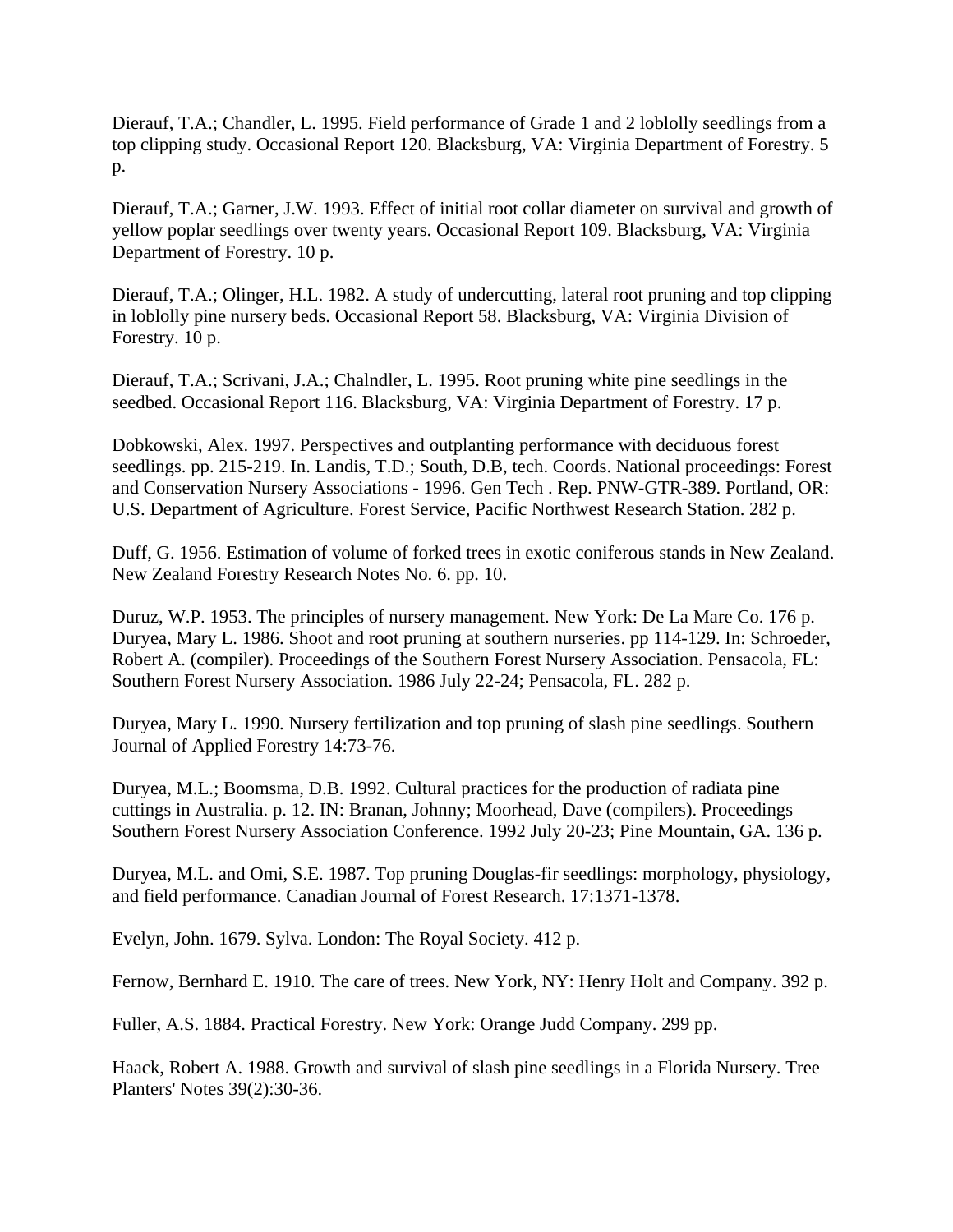Dierauf, T.A.; Chandler, L. 1995. Field performance of Grade 1 and 2 loblolly seedlings from a top clipping study. Occasional Report 120. Blacksburg, VA: Virginia Department of Forestry. 5 p.

Dierauf, T.A.; Garner, J.W. 1993. Effect of initial root collar diameter on survival and growth of yellow poplar seedlings over twenty years. Occasional Report 109. Blacksburg, VA: Virginia Department of Forestry. 10 p.

Dierauf, T.A.; Olinger, H.L. 1982. A study of undercutting, lateral root pruning and top clipping in loblolly pine nursery beds. Occasional Report 58. Blacksburg, VA: Virginia Division of Forestry. 10 p.

Dierauf, T.A.; Scrivani, J.A.; Chalndler, L. 1995. Root pruning white pine seedlings in the seedbed. Occasional Report 116. Blacksburg, VA: Virginia Department of Forestry. 17 p.

Dobkowski, Alex. 1997. Perspectives and outplanting performance with deciduous forest seedlings. pp. 215-219. In. Landis, T.D.; South, D.B, tech. Coords. National proceedings: Forest and Conservation Nursery Associations - 1996. Gen Tech . Rep. PNW-GTR-389. Portland, OR: U.S. Department of Agriculture. Forest Service, Pacific Northwest Research Station. 282 p.

Duff, G. 1956. Estimation of volume of forked trees in exotic coniferous stands in New Zealand. New Zealand Forestry Research Notes No. 6. pp. 10.

Duruz, W.P. 1953. The principles of nursery management. New York: De La Mare Co. 176 p.
Duryea, Mary L. 1986. Shoot and root pruning at southern nurseries. pp 114-129. In: Schroeder, Robert A. (compiler). Proceedings of the Southern Forest Nursery Association. Pensacola, FL: Southern Forest Nursery Association. 1986 July 22-24; Pensacola, FL. 282 p.

Duryea, Mary L. 1990. Nursery fertilization and top pruning of slash pine seedlings. Southern Journal of Applied Forestry 14:73-76.

Duryea, M.L.; Boomsma, D.B. 1992. Cultural practices for the production of radiata pine cuttings in Australia. p. 12. IN: Branan, Johnny; Moorhead, Dave (compilers). Proceedings Southern Forest Nursery Association Conference. 1992 July 20-23; Pine Mountain, GA. 136 p.

Duryea, M.L. and Omi, S.E. 1987. Top pruning Douglas-fir seedlings: morphology, physiology, and field performance. Canadian Journal of Forest Research. 17:1371-1378.

Evelyn, John. 1679. Sylva. London: The Royal Society. 412 p.

Fernow, Bernhard E. 1910. The care of trees. New York, NY: Henry Holt and Company. 392 p.

Fuller, A.S. 1884. Practical Forestry. New York: Orange Judd Company. 299 pp.

Haack, Robert A. 1988. Growth and survival of slash pine seedlings in a Florida Nursery. Tree Planters' Notes 39(2):30-36.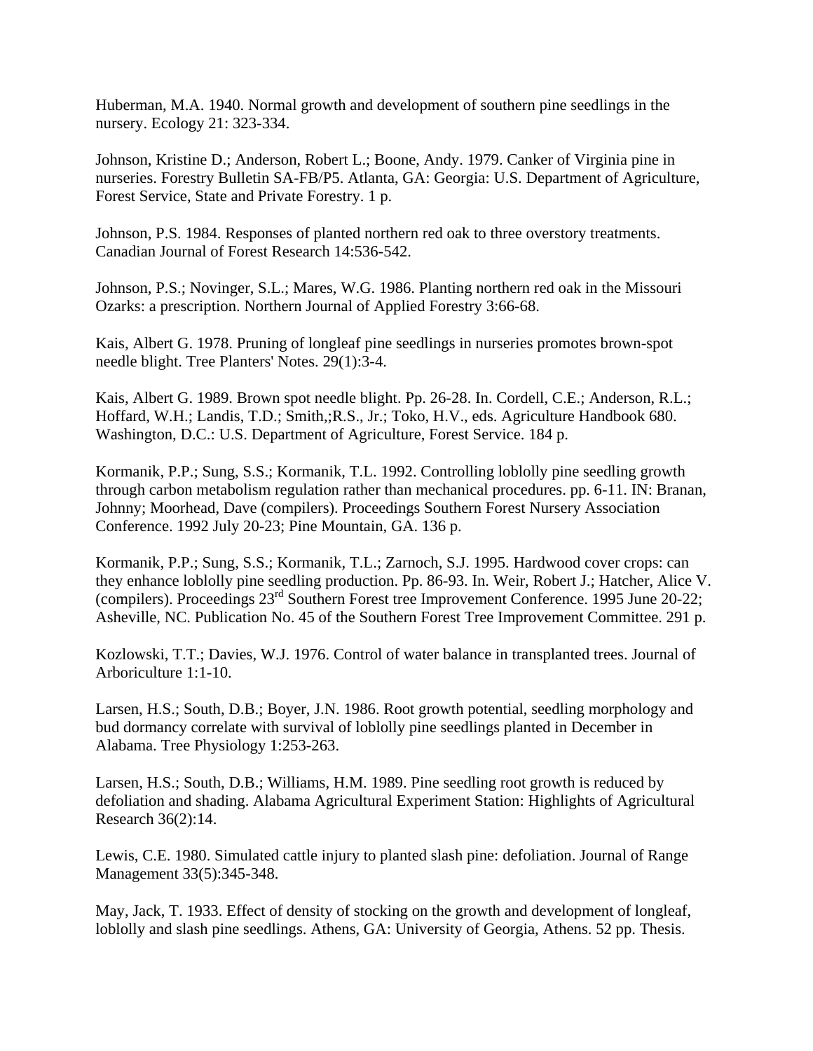Huberman, M.A. 1940. Normal growth and development of southern pine seedlings in the nursery. Ecology 21: 323-334.

Johnson, Kristine D.; Anderson, Robert L.; Boone, Andy. 1979. Canker of Virginia pine in nurseries. Forestry Bulletin SA-FB/P5. Atlanta, GA: Georgia: U.S. Department of Agriculture, Forest Service, State and Private Forestry. 1 p.

Johnson, P.S. 1984. Responses of planted northern red oak to three overstory treatments. Canadian Journal of Forest Research 14:536-542.

Johnson, P.S.; Novinger, S.L.; Mares, W.G. 1986. Planting northern red oak in the Missouri Ozarks: a prescription. Northern Journal of Applied Forestry 3:66-68.

Kais, Albert G. 1978. Pruning of longleaf pine seedlings in nurseries promotes brown-spot needle blight. Tree Planters' Notes. 29(1):3-4.

Kais, Albert G. 1989. Brown spot needle blight. Pp. 26-28. In. Cordell, C.E.; Anderson, R.L.; Hoffard, W.H.; Landis, T.D.; Smith,;R.S., Jr.; Toko, H.V., eds. Agriculture Handbook 680. Washington, D.C.: U.S. Department of Agriculture, Forest Service. 184 p.

Kormanik, P.P.; Sung, S.S.; Kormanik, T.L. 1992. Controlling loblolly pine seedling growth through carbon metabolism regulation rather than mechanical procedures. pp. 6-11. IN: Branan, Johnny; Moorhead, Dave (compilers). Proceedings Southern Forest Nursery Association Conference. 1992 July 20-23; Pine Mountain, GA. 136 p.

Kormanik, P.P.; Sung, S.S.; Kormanik, T.L.; Zarnoch, S.J. 1995. Hardwood cover crops: can they enhance loblolly pine seedling production. Pp. 86-93. In. Weir, Robert J.; Hatcher, Alice V. (compilers). Proceedings 23rd Southern Forest tree Improvement Conference. 1995 June 20-22; Asheville, NC. Publication No. 45 of the Southern Forest Tree Improvement Committee. 291 p.

Kozlowski, T.T.; Davies, W.J. 1976. Control of water balance in transplanted trees. Journal of Arboriculture 1:1-10.

Larsen, H.S.; South, D.B.; Boyer, J.N. 1986. Root growth potential, seedling morphology and bud dormancy correlate with survival of loblolly pine seedlings planted in December in Alabama. Tree Physiology 1:253-263.

Larsen, H.S.; South, D.B.; Williams, H.M. 1989. Pine seedling root growth is reduced by defoliation and shading. Alabama Agricultural Experiment Station: Highlights of Agricultural Research 36(2):14.

Lewis, C.E. 1980. Simulated cattle injury to planted slash pine: defoliation. Journal of Range Management 33(5):345-348.

May, Jack, T. 1933. Effect of density of stocking on the growth and development of longleaf, loblolly and slash pine seedlings. Athens, GA: University of Georgia, Athens. 52 pp. Thesis.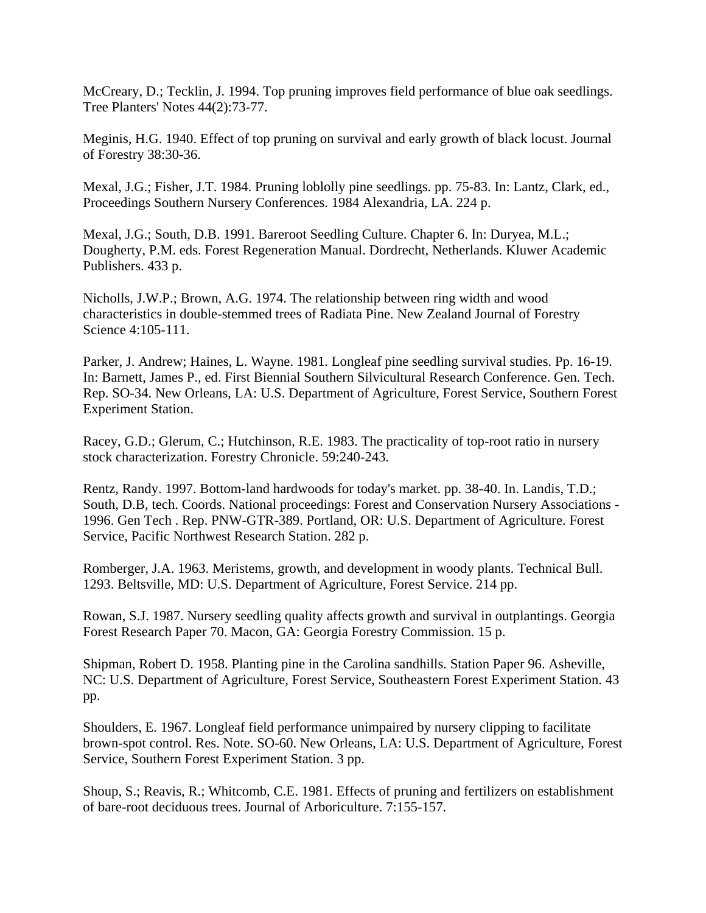McCreary, D.; Tecklin, J. 1994. Top pruning improves field performance of blue oak seedlings. Tree Planters' Notes 44(2):73-77.

Meginis, H.G. 1940. Effect of top pruning on survival and early growth of black locust. Journal of Forestry 38:30-36.

Mexal, J.G.; Fisher, J.T. 1984. Pruning loblolly pine seedlings. pp. 75-83. In: Lantz, Clark, ed., Proceedings Southern Nursery Conferences. 1984 Alexandria, LA. 224 p.

Mexal, J.G.; South, D.B. 1991. Bareroot Seedling Culture. Chapter 6. In: Duryea, M.L.; Dougherty, P.M. eds. Forest Regeneration Manual. Dordrecht, Netherlands. Kluwer Academic Publishers. 433 p.

Nicholls, J.W.P.; Brown, A.G. 1974. The relationship between ring width and wood characteristics in double-stemmed trees of Radiata Pine. New Zealand Journal of Forestry Science 4:105-111.

Parker, J. Andrew; Haines, L. Wayne. 1981. Longleaf pine seedling survival studies. Pp. 16-19. In: Barnett, James P., ed. First Biennial Southern Silvicultural Research Conference. Gen. Tech. Rep. SO-34. New Orleans, LA: U.S. Department of Agriculture, Forest Service, Southern Forest Experiment Station.

Racey, G.D.; Glerum, C.; Hutchinson, R.E. 1983. The practicality of top-root ratio in nursery stock characterization. Forestry Chronicle. 59:240-243.

Rentz, Randy. 1997. Bottom-land hardwoods for today's market. pp. 38-40. In. Landis, T.D.; South, D.B, tech. Coords. National proceedings: Forest and Conservation Nursery Associations - 1996. Gen Tech . Rep. PNW-GTR-389. Portland, OR: U.S. Department of Agriculture. Forest Service, Pacific Northwest Research Station. 282 p.

Romberger, J.A. 1963. Meristems, growth, and development in woody plants. Technical Bull. 1293. Beltsville, MD: U.S. Department of Agriculture, Forest Service. 214 pp.

Rowan, S.J. 1987. Nursery seedling quality affects growth and survival in outplantings. Georgia Forest Research Paper 70. Macon, GA: Georgia Forestry Commission. 15 p.

Shipman, Robert D. 1958. Planting pine in the Carolina sandhills. Station Paper 96. Asheville, NC: U.S. Department of Agriculture, Forest Service, Southeastern Forest Experiment Station. 43 pp.

Shoulders, E. 1967. Longleaf field performance unimpaired by nursery clipping to facilitate brown-spot control. Res. Note. SO-60. New Orleans, LA: U.S. Department of Agriculture, Forest Service, Southern Forest Experiment Station. 3 pp.

Shoup, S.; Reavis, R.; Whitcomb, C.E. 1981. Effects of pruning and fertilizers on establishment of bare-root deciduous trees. Journal of Arboriculture. 7:155-157.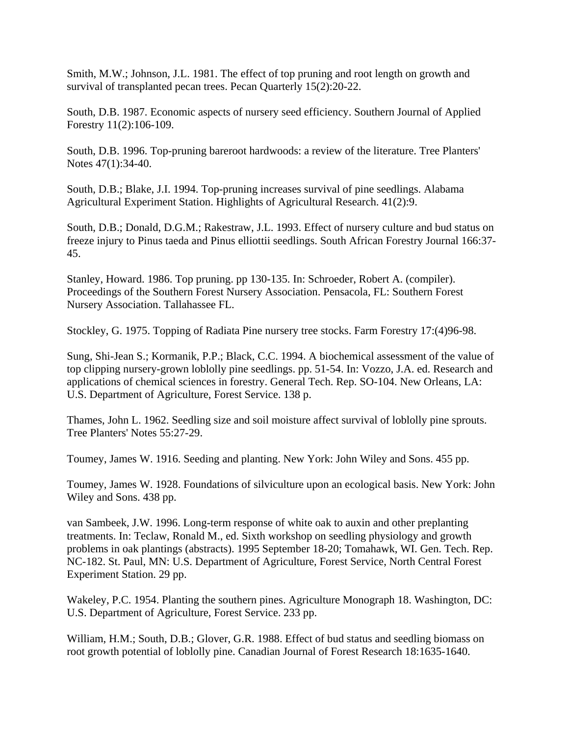Smith, M.W.; Johnson, J.L. 1981. The effect of top pruning and root length on growth and survival of transplanted pecan trees. Pecan Quarterly 15(2):20-22.

South, D.B. 1987. Economic aspects of nursery seed efficiency. Southern Journal of Applied Forestry 11(2):106-109.

South, D.B. 1996. Top-pruning bareroot hardwoods: a review of the literature. Tree Planters' Notes 47(1):34-40.

South, D.B.; Blake, J.I. 1994. Top-pruning increases survival of pine seedlings. Alabama Agricultural Experiment Station. Highlights of Agricultural Research. 41(2):9.

South, D.B.; Donald, D.G.M.; Rakestraw, J.L. 1993. Effect of nursery culture and bud status on freeze injury to Pinus taeda and Pinus elliottii seedlings. South African Forestry Journal 166:37-45.

Stanley, Howard. 1986. Top pruning. pp 130-135. In: Schroeder, Robert A. (compiler). Proceedings of the Southern Forest Nursery Association. Pensacola, FL: Southern Forest Nursery Association. Tallahassee FL.

Stockley, G. 1975. Topping of Radiata Pine nursery tree stocks. Farm Forestry 17:(4)96-98.

Sung, Shi-Jean S.; Kormanik, P.P.; Black, C.C. 1994. A biochemical assessment of the value of top clipping nursery-grown loblolly pine seedlings. pp. 51-54. In: Vozzo, J.A. ed. Research and applications of chemical sciences in forestry. General Tech. Rep. SO-104. New Orleans, LA: U.S. Department of Agriculture, Forest Service. 138 p.

Thames, John L. 1962. Seedling size and soil moisture affect survival of loblolly pine sprouts. Tree Planters' Notes 55:27-29.

Toumey, James W. 1916. Seeding and planting. New York: John Wiley and Sons. 455 pp.

Toumey, James W. 1928. Foundations of silviculture upon an ecological basis. New York: John Wiley and Sons. 438 pp.

van Sambeek, J.W. 1996. Long-term response of white oak to auxin and other preplanting treatments. In: Teclaw, Ronald M., ed. Sixth workshop on seedling physiology and growth problems in oak plantings (abstracts). 1995 September 18-20; Tomahawk, WI. Gen. Tech. Rep. NC-182. St. Paul, MN: U.S. Department of Agriculture, Forest Service, North Central Forest Experiment Station. 29 pp.

Wakeley, P.C. 1954. Planting the southern pines. Agriculture Monograph 18. Washington, DC: U.S. Department of Agriculture, Forest Service. 233 pp.

William, H.M.; South, D.B.; Glover, G.R. 1988. Effect of bud status and seedling biomass on root growth potential of loblolly pine. Canadian Journal of Forest Research 18:1635-1640.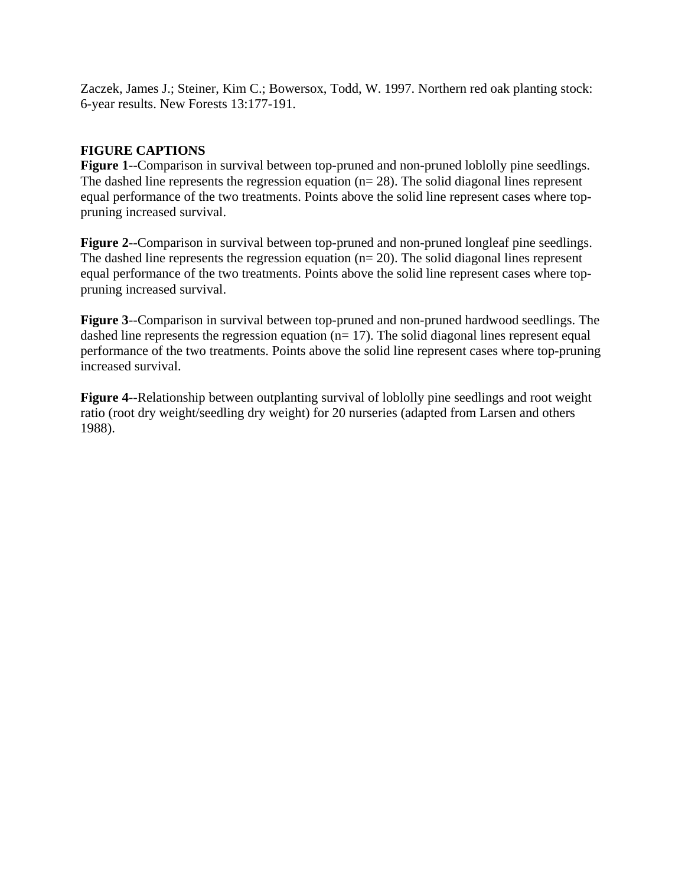Zaczek, James J.; Steiner, Kim C.; Bowersox, Todd, W. 1997. Northern red oak planting stock: 6-year results. New Forests 13:177-191.

**FIGURE CAPTIONS**

**Figure 1**--Comparison in survival between top-pruned and non-pruned loblolly pine seedlings. The dashed line represents the regression equation (n= 28). The solid diagonal lines represent equal performance of the two treatments. Points above the solid line represent cases where top-pruning increased survival.

**Figure 2**--Comparison in survival between top-pruned and non-pruned longleaf pine seedlings. The dashed line represents the regression equation (n= 20). The solid diagonal lines represent equal performance of the two treatments. Points above the solid line represent cases where top-pruning increased survival.

**Figure 3**--Comparison in survival between top-pruned and non-pruned hardwood seedlings. The dashed line represents the regression equation (n= 17). The solid diagonal lines represent equal performance of the two treatments. Points above the solid line represent cases where top-pruning increased survival.

**Figure 4**--Relationship between outplanting survival of loblolly pine seedlings and root weight ratio (root dry weight/seedling dry weight) for 20 nurseries (adapted from Larsen and others 1988).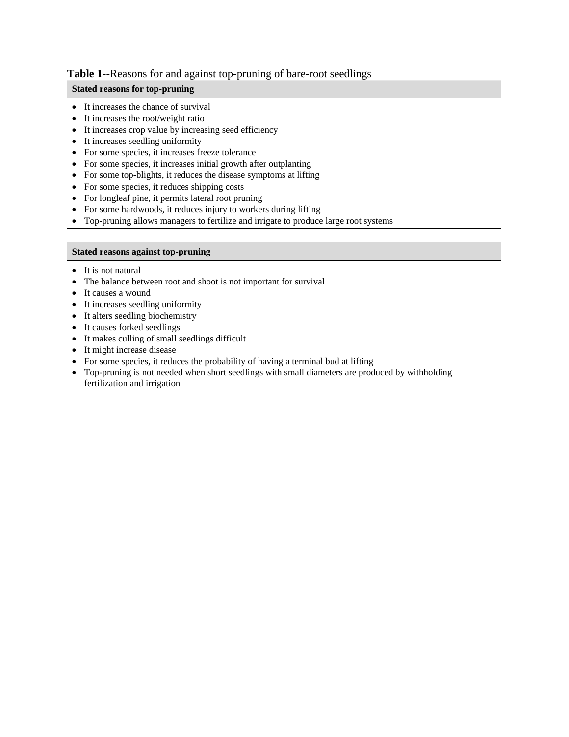**Table 1**--Reasons for and against top-pruning of bare-root seedlings

**Stated reasons for top-pruning**

- It increases the chance of survival
- It increases the root/weight ratio
- It increases crop value by increasing seed efficiency
- It increases seedling uniformity
- For some species, it increases freeze tolerance
- For some species, it increases initial growth after outplanting
- For some top-blights, it reduces the disease symptoms at lifting
- For some species, it reduces shipping costs
- For longleaf pine, it permits lateral root pruning
- For some hardwoods, it reduces injury to workers during lifting
- Top-pruning allows managers to fertilize and irrigate to produce large root systems

**Stated reasons against top-pruning**

- It is not natural
- The balance between root and shoot is not important for survival
- It causes a wound
- It increases seedling uniformity
- It alters seedling biochemistry
- It causes forked seedlings
- It makes culling of small seedlings difficult
- It might increase disease
- For some species, it reduces the probability of having a terminal bud at lifting
- Top-pruning is not needed when short seedlings with small diameters are produced by withholding fertilization and irrigation